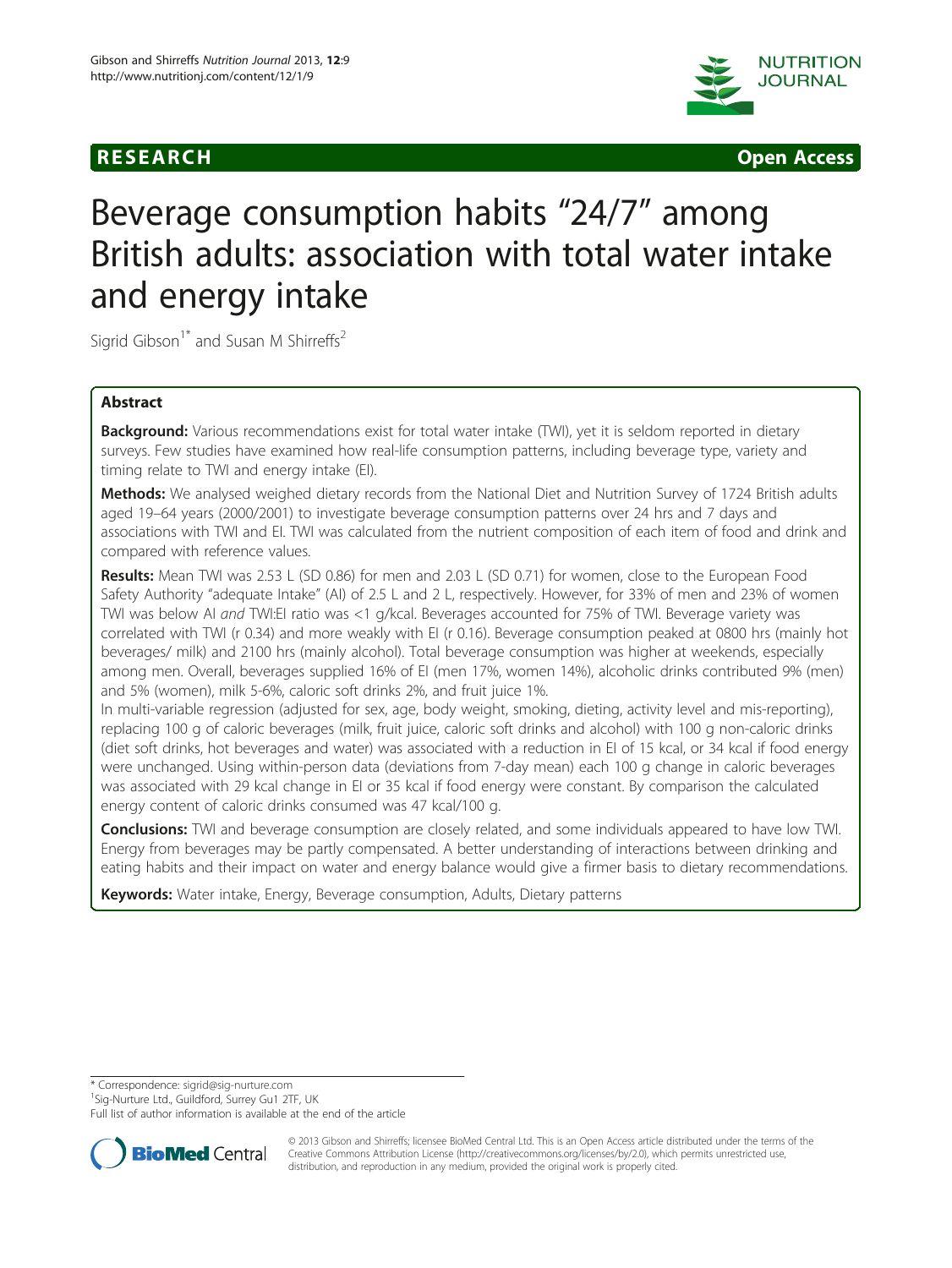RESEARCH **Open Access**

# Beverage consumption habits "24/7" among British adults: association with total water intake and energy intake

Sigrid Gibson[1*] and Susan M Shirreffs[2]

## Abstract

**Background:** Various recommendations exist for total water intake (TWI), yet it is seldom reported in dietary surveys. Few studies have examined how real-life consumption patterns, including beverage type, variety and timing relate to TWI and energy intake (EI).

**Methods:** We analysed weighed dietary records from the National Diet and Nutrition Survey of 1724 British adults aged 19–64 years (2000/2001) to investigate beverage consumption patterns over 24 hrs and 7 days and associations with TWI and EI. TWI was calculated from the nutrient composition of each item of food and drink and compared with reference values.

**Results:** Mean TWI was 2.53 L (SD 0.86) for men and 2.03 L (SD 0.71) for women, close to the European Food Safety Authority "adequate Intake" (AI) of 2.5 L and 2 L, respectively. However, for 33% of men and 23% of women TWI was below AI *and* TWI:EI ratio was <1 g/kcal. Beverages accounted for 75% of TWI. Beverage variety was correlated with TWI (r 0.34) and more weakly with EI (r 0.16). Beverage consumption peaked at 0800 hrs (mainly hot beverages/ milk) and 2100 hrs (mainly alcohol). Total beverage consumption was higher at weekends, especially among men. Overall, beverages supplied 16% of EI (men 17%, women 14%), alcoholic drinks contributed 9% (men) and 5% (women), milk 5-6%, caloric soft drinks 2%, and fruit juice 1%.

In multi-variable regression (adjusted for sex, age, body weight, smoking, dieting, activity level and mis-reporting), replacing 100 g of caloric beverages (milk, fruit juice, caloric soft drinks and alcohol) with 100 g non-caloric drinks (diet soft drinks, hot beverages and water) was associated with a reduction in EI of 15 kcal, or 34 kcal if food energy were unchanged. Using within-person data (deviations from 7-day mean) each 100 g change in caloric beverages was associated with 29 kcal change in EI or 35 kcal if food energy were constant. By comparison the calculated energy content of caloric drinks consumed was 47 kcal/100 g.

**Conclusions:** TWI and beverage consumption are closely related, and some individuals appeared to have low TWI. Energy from beverages may be partly compensated. A better understanding of interactions between drinking and eating habits and their impact on water and energy balance would give a firmer basis to dietary recommendations.

**Keywords:** Water intake, Energy, Beverage consumption, Adults, Dietary patterns

---

\* Correspondence: sigrid@sig-nurture.com

[1]Sig-Nurture Ltd., Guildford, Surrey Gu1 2TF, UK

Full list of author information is available at the end of the article

© 2013 Gibson and Shirreffs; licensee BioMed Central Ltd. This is an Open Access article distributed under the terms of the Creative Commons Attribution License (http://creativecommons.org/licenses/by/2.0), which permits unrestricted use, distribution, and reproduction in any medium, provided the original work is properly cited.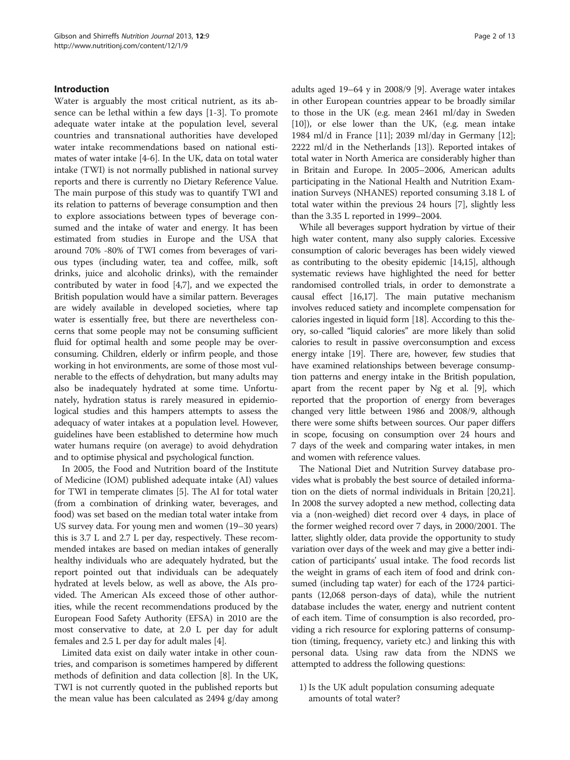## Introduction

Water is arguably the most critical nutrient, as its absence can be lethal within a few days [1-3]. To promote adequate water intake at the population level, several countries and transnational authorities have developed water intake recommendations based on national estimates of water intake [4-6]. In the UK, data on total water intake (TWI) is not normally published in national survey reports and there is currently no Dietary Reference Value. The main purpose of this study was to quantify TWI and its relation to patterns of beverage consumption and then to explore associations between types of beverage consumed and the intake of water and energy. It has been estimated from studies in Europe and the USA that around 70% -80% of TWI comes from beverages of various types (including water, tea and coffee, milk, soft drinks, juice and alcoholic drinks), with the remainder contributed by water in food [4,7], and we expected the British population would have a similar pattern. Beverages are widely available in developed societies, where tap water is essentially free, but there are nevertheless concerns that some people may not be consuming sufficient fluid for optimal health and some people may be overconsuming. Children, elderly or infirm people, and those working in hot environments, are some of those most vulnerable to the effects of dehydration, but many adults may also be inadequately hydrated at some time. Unfortunately, hydration status is rarely measured in epidemiological studies and this hampers attempts to assess the adequacy of water intakes at a population level. However, guidelines have been established to determine how much water humans require (on average) to avoid dehydration and to optimise physical and psychological function.

In 2005, the Food and Nutrition board of the Institute of Medicine (IOM) published adequate intake (AI) values for TWI in temperate climates [5]. The AI for total water (from a combination of drinking water, beverages, and food) was set based on the median total water intake from US survey data. For young men and women (19–30 years) this is 3.7 L and 2.7 L per day, respectively. These recommended intakes are based on median intakes of generally healthy individuals who are adequately hydrated, but the report pointed out that individuals can be adequately hydrated at levels below, as well as above, the AIs provided. The American AIs exceed those of other authorities, while the recent recommendations produced by the European Food Safety Authority (EFSA) in 2010 are the most conservative to date, at 2.0 L per day for adult females and 2.5 L per day for adult males [4].

Limited data exist on daily water intake in other countries, and comparison is sometimes hampered by different methods of definition and data collection [8]. In the UK, TWI is not currently quoted in the published reports but the mean value has been calculated as 2494 g/day among adults aged 19–64 y in 2008/9 [9]. Average water intakes in other European countries appear to be broadly similar to those in the UK (e.g. mean 2461 ml/day in Sweden [10]), or else lower than the UK, (e.g. mean intake 1984 ml/d in France [11]; 2039 ml/day in Germany [12]; 2222 ml/d in the Netherlands [13]). Reported intakes of total water in North America are considerably higher than in Britain and Europe. In 2005–2006, American adults participating in the National Health and Nutrition Examination Surveys (NHANES) reported consuming 3.18 L of total water within the previous 24 hours [7], slightly less than the 3.35 L reported in 1999–2004.

While all beverages support hydration by virtue of their high water content, many also supply calories. Excessive consumption of caloric beverages has been widely viewed as contributing to the obesity epidemic [14,15], although systematic reviews have highlighted the need for better randomised controlled trials, in order to demonstrate a causal effect [16,17]. The main putative mechanism involves reduced satiety and incomplete compensation for calories ingested in liquid form [18]. According to this theory, so-called "liquid calories" are more likely than solid calories to result in passive overconsumption and excess energy intake [19]. There are, however, few studies that have examined relationships between beverage consumption patterns and energy intake in the British population, apart from the recent paper by Ng et al. [9], which reported that the proportion of energy from beverages changed very little between 1986 and 2008/9, although there were some shifts between sources. Our paper differs in scope, focusing on consumption over 24 hours and 7 days of the week and comparing water intakes, in men and women with reference values.

The National Diet and Nutrition Survey database provides what is probably the best source of detailed information on the diets of normal individuals in Britain [20,21]. In 2008 the survey adopted a new method, collecting data via a (non-weighed) diet record over 4 days, in place of the former weighed record over 7 days, in 2000/2001. The latter, slightly older, data provide the opportunity to study variation over days of the week and may give a better indication of participants' usual intake. The food records list the weight in grams of each item of food and drink consumed (including tap water) for each of the 1724 participants (12,068 person-days of data), while the nutrient database includes the water, energy and nutrient content of each item. Time of consumption is also recorded, providing a rich resource for exploring patterns of consumption (timing, frequency, variety etc.) and linking this with personal data. Using raw data from the NDNS we attempted to address the following questions:

1) Is the UK adult population consuming adequate amounts of total water?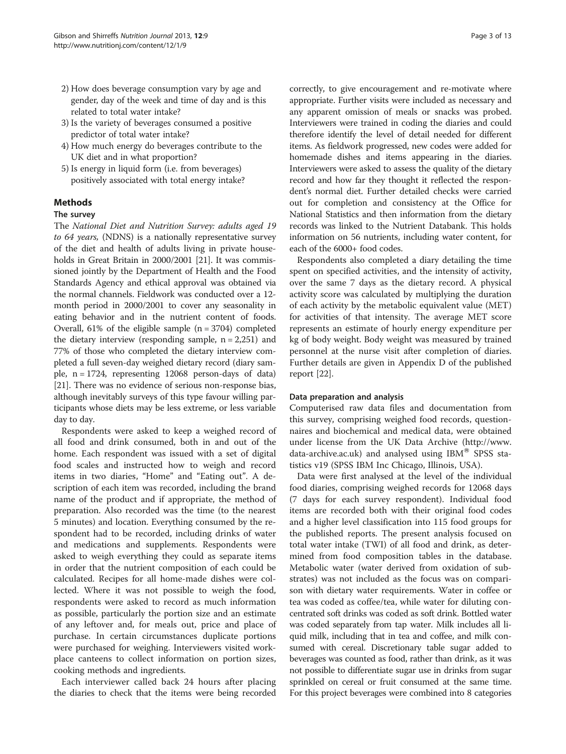2) How does beverage consumption vary by age and gender, day of the week and time of day and is this related to total water intake?
3) Is the variety of beverages consumed a positive predictor of total water intake?
4) How much energy do beverages contribute to the UK diet and in what proportion?
5) Is energy in liquid form (i.e. from beverages) positively associated with total energy intake?

## Methods

### The survey

The *National Diet and Nutrition Survey: adults aged 19 to 64 years,* (NDNS) is a nationally representative survey of the diet and health of adults living in private households in Great Britain in 2000/2001 [21]. It was commissioned jointly by the Department of Health and the Food Standards Agency and ethical approval was obtained via the normal channels. Fieldwork was conducted over a 12-month period in 2000/2001 to cover any seasonality in eating behavior and in the nutrient content of foods. Overall, 61% of the eligible sample (n = 3704) completed the dietary interview (responding sample, n = 2,251) and 77% of those who completed the dietary interview completed a full seven-day weighed dietary record (diary sample, n = 1724, representing 12068 person-days of data) [21]. There was no evidence of serious non-response bias, although inevitably surveys of this type favour willing participants whose diets may be less extreme, or less variable day to day.

Respondents were asked to keep a weighed record of all food and drink consumed, both in and out of the home. Each respondent was issued with a set of digital food scales and instructed how to weigh and record items in two diaries, "Home" and "Eating out". A description of each item was recorded, including the brand name of the product and if appropriate, the method of preparation. Also recorded was the time (to the nearest 5 minutes) and location. Everything consumed by the respondent had to be recorded, including drinks of water and medications and supplements. Respondents were asked to weigh everything they could as separate items in order that the nutrient composition of each could be calculated. Recipes for all home-made dishes were collected. Where it was not possible to weigh the food, respondents were asked to record as much information as possible, particularly the portion size and an estimate of any leftover and, for meals out, price and place of purchase. In certain circumstances duplicate portions were purchased for weighing. Interviewers visited workplace canteens to collect information on portion sizes, cooking methods and ingredients.

Each interviewer called back 24 hours after placing the diaries to check that the items were being recorded correctly, to give encouragement and re-motivate where appropriate. Further visits were included as necessary and any apparent omission of meals or snacks was probed. Interviewers were trained in coding the diaries and could therefore identify the level of detail needed for different items. As fieldwork progressed, new codes were added for homemade dishes and items appearing in the diaries. Interviewers were asked to assess the quality of the dietary record and how far they thought it reflected the respondent's normal diet. Further detailed checks were carried out for completion and consistency at the Office for National Statistics and then information from the dietary records was linked to the Nutrient Databank. This holds information on 56 nutrients, including water content, for each of the 6000+ food codes.

Respondents also completed a diary detailing the time spent on specified activities, and the intensity of activity, over the same 7 days as the dietary record. A physical activity score was calculated by multiplying the duration of each activity by the metabolic equivalent value (MET) for activities of that intensity. The average MET score represents an estimate of hourly energy expenditure per kg of body weight. Body weight was measured by trained personnel at the nurse visit after completion of diaries. Further details are given in Appendix D of the published report [22].

### Data preparation and analysis

Computerised raw data files and documentation from this survey, comprising weighed food records, questionnaires and biochemical and medical data, were obtained under license from the UK Data Archive (http://www.data-archive.ac.uk) and analysed using IBM® SPSS statistics v19 (SPSS IBM Inc Chicago, Illinois, USA).

Data were first analysed at the level of the individual food diaries, comprising weighed records for 12068 days (7 days for each survey respondent). Individual food items are recorded both with their original food codes and a higher level classification into 115 food groups for the published reports. The present analysis focused on total water intake (TWI) of all food and drink, as determined from food composition tables in the database. Metabolic water (water derived from oxidation of substrates) was not included as the focus was on comparison with dietary water requirements. Water in coffee or tea was coded as coffee/tea, while water for diluting concentrated soft drinks was coded as soft drink. Bottled water was coded separately from tap water. Milk includes all liquid milk, including that in tea and coffee, and milk consumed with cereal. Discretionary table sugar added to beverages was counted as food, rather than drink, as it was not possible to differentiate sugar use in drinks from sugar sprinkled on cereal or fruit consumed at the same time. For this project beverages were combined into 8 categories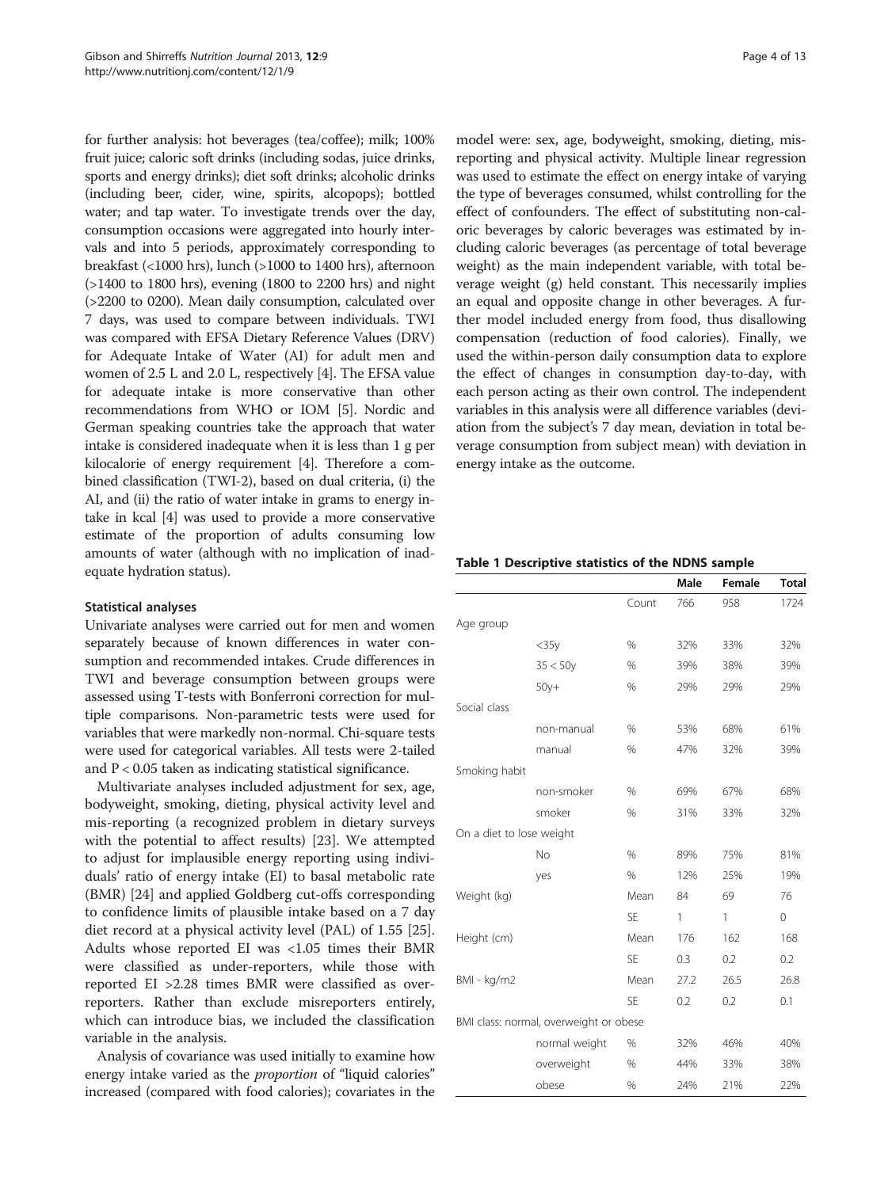for further analysis: hot beverages (tea/coffee); milk; 100% fruit juice; caloric soft drinks (including sodas, juice drinks, sports and energy drinks); diet soft drinks; alcoholic drinks (including beer, cider, wine, spirits, alcopops); bottled water; and tap water. To investigate trends over the day, consumption occasions were aggregated into hourly intervals and into 5 periods, approximately corresponding to breakfast (<1000 hrs), lunch (>1000 to 1400 hrs), afternoon (>1400 to 1800 hrs), evening (1800 to 2200 hrs) and night (>2200 to 0200). Mean daily consumption, calculated over 7 days, was used to compare between individuals. TWI was compared with EFSA Dietary Reference Values (DRV) for Adequate Intake of Water (AI) for adult men and women of 2.5 L and 2.0 L, respectively [4]. The EFSA value for adequate intake is more conservative than other recommendations from WHO or IOM [5]. Nordic and German speaking countries take the approach that water intake is considered inadequate when it is less than 1 g per kilocalorie of energy requirement [4]. Therefore a combined classification (TWI-2), based on dual criteria, (i) the AI, and (ii) the ratio of water intake in grams to energy intake in kcal [4] was used to provide a more conservative estimate of the proportion of adults consuming low amounts of water (although with no implication of inadequate hydration status).

### Statistical analyses

Univariate analyses were carried out for men and women separately because of known differences in water consumption and recommended intakes. Crude differences in TWI and beverage consumption between groups were assessed using T-tests with Bonferroni correction for multiple comparisons. Non-parametric tests were used for variables that were markedly non-normal. Chi-square tests were used for categorical variables. All tests were 2-tailed and $P < 0.05$ taken as indicating statistical significance.

Multivariate analyses included adjustment for sex, age, bodyweight, smoking, dieting, physical activity level and mis-reporting (a recognized problem in dietary surveys with the potential to affect results) [23]. We attempted to adjust for implausible energy reporting using individuals' ratio of energy intake (EI) to basal metabolic rate (BMR) [24] and applied Goldberg cut-offs corresponding to confidence limits of plausible intake based on a 7 day diet record at a physical activity level (PAL) of 1.55 [25]. Adults whose reported EI was <1.05 times their BMR were classified as under-reporters, while those with reported EI >2.28 times BMR were classified as over-reporters. Rather than exclude misreporters entirely, which can introduce bias, we included the classification variable in the analysis.

Analysis of covariance was used initially to examine how energy intake varied as the *proportion* of "liquid calories" increased (compared with food calories); covariates in the model were: sex, age, bodyweight, smoking, dieting, mis-reporting and physical activity. Multiple linear regression was used to estimate the effect on energy intake of varying the type of beverages consumed, whilst controlling for the effect of confounders. The effect of substituting non-caloric beverages by caloric beverages was estimated by including caloric beverages (as percentage of total beverage weight) as the main independent variable, with total beverage weight (g) held constant. This necessarily implies an equal and opposite change in other beverages. A further model included energy from food, thus disallowing compensation (reduction of food calories). Finally, we used the within-person daily consumption data to explore the effect of changes in consumption day-to-day, with each person acting as their own control. The independent variables in this analysis were all difference variables (deviation from the subject's 7 day mean, deviation in total beverage consumption from subject mean) with deviation in energy intake as the outcome.

**Table 1 Descriptive statistics of the NDNS sample**

| | | | Male | Female | Total |
|---|---|---|---|---|---|
| | | Count | 766 | 958 | 1724 |
| Age group | | | | | |
| | <35y | % | 32% | 33% | 32% |
| | 35 < 50y | % | 39% | 38% | 39% |
| | 50y+ | % | 29% | 29% | 29% |
| Social class | | | | | |
| | non-manual | % | 53% | 68% | 61% |
| | manual | % | 47% | 32% | 39% |
| Smoking habit | | | | | |
| | non-smoker | % | 69% | 67% | 68% |
| | smoker | % | 31% | 33% | 32% |
| On a diet to lose weight | | | | | |
| | No | % | 89% | 75% | 81% |
| | yes | % | 12% | 25% | 19% |
| Weight (kg) | | Mean | 84 | 69 | 76 |
| | | SE | 1 | 1 | 0 |
| Height (cm) | | Mean | 176 | 162 | 168 |
| | | SE | 0.3 | 0.2 | 0.2 |
| BMI - kg/m2 | | Mean | 27.2 | 26.5 | 26.8 |
| | | SE | 0.2 | 0.2 | 0.1 |
| BMI class: normal, overweight or obese | | | | | |
| | normal weight | % | 32% | 46% | 40% |
| | overweight | % | 44% | 33% | 38% |
| | obese | % | 24% | 21% | 22% |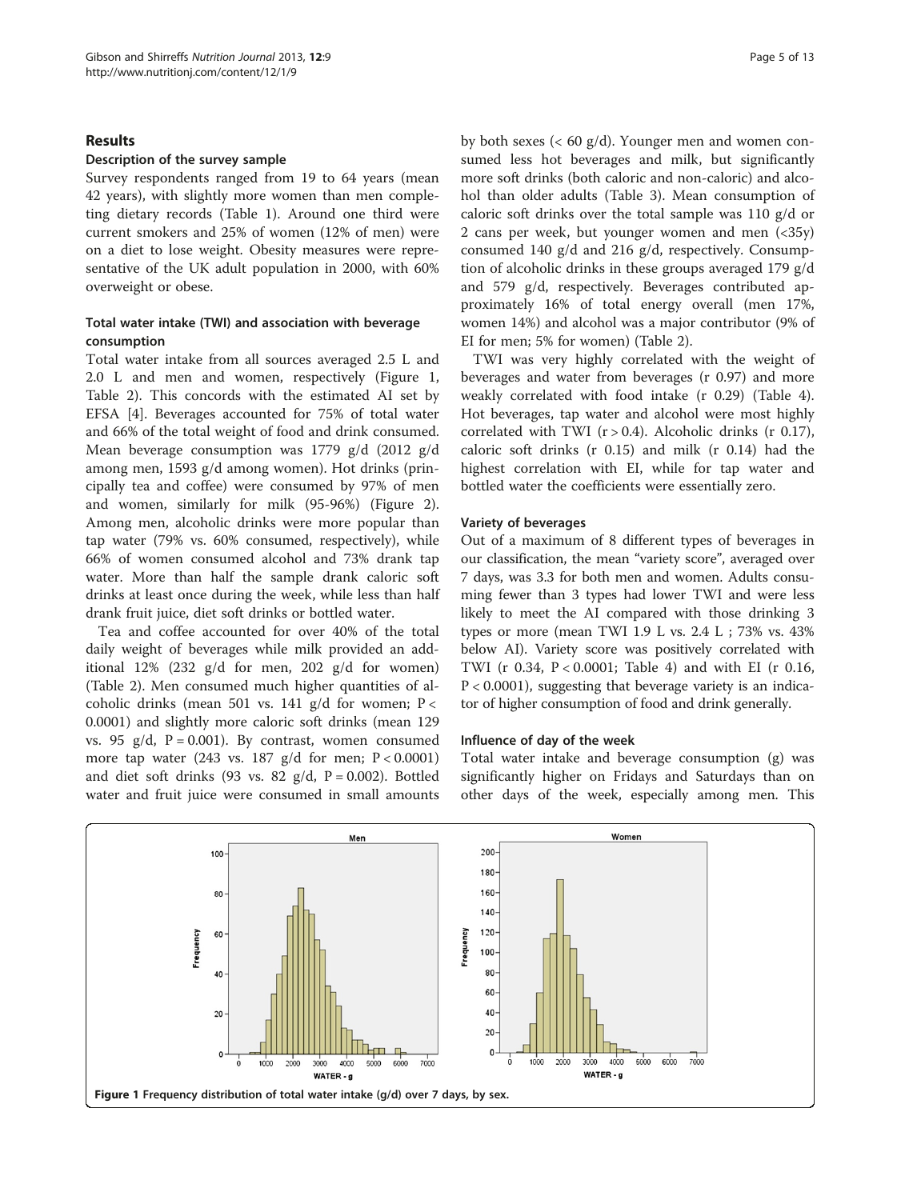## Results

### Description of the survey sample

Survey respondents ranged from 19 to 64 years (mean 42 years), with slightly more women than men completing dietary records (Table 1). Around one third were current smokers and 25% of women (12% of men) were on a diet to lose weight. Obesity measures were representative of the UK adult population in 2000, with 60% overweight or obese.

### Total water intake (TWI) and association with beverage consumption

Total water intake from all sources averaged 2.5 L and 2.0 L and men and women, respectively (Figure 1, Table 2). This concords with the estimated AI set by EFSA [4]. Beverages accounted for 75% of total water and 66% of the total weight of food and drink consumed. Mean beverage consumption was 1779 g/d (2012 g/d among men, 1593 g/d among women). Hot drinks (principally tea and coffee) were consumed by 97% of men and women, similarly for milk (95-96%) (Figure 2). Among men, alcoholic drinks were more popular than tap water (79% vs. 60% consumed, respectively), while 66% of women consumed alcohol and 73% drank tap water. More than half the sample drank caloric soft drinks at least once during the week, while less than half drank fruit juice, diet soft drinks or bottled water.

Tea and coffee accounted for over 40% of the total daily weight of beverages while milk provided an additional 12% (232 g/d for men, 202 g/d for women) (Table 2). Men consumed much higher quantities of alcoholic drinks (mean 501 vs. 141 g/d for women; $P < 0.0001$) and slightly more caloric soft drinks (mean 129 vs. 95 g/d, $P = 0.001$). By contrast, women consumed more tap water (243 vs. 187 g/d for men; $P < 0.0001$) and diet soft drinks (93 vs. 82 g/d, $P = 0.002$). Bottled water and fruit juice were consumed in small amounts by both sexes (< 60 g/d). Younger men and women consumed less hot beverages and milk, but significantly more soft drinks (both caloric and non-caloric) and alcohol than older adults (Table 3). Mean consumption of caloric soft drinks over the total sample was 110 g/d or 2 cans per week, but younger women and men (<35y) consumed 140 g/d and 216 g/d, respectively. Consumption of alcoholic drinks in these groups averaged 179 g/d and 579 g/d, respectively. Beverages contributed approximately 16% of total energy overall (men 17%, women 14%) and alcohol was a major contributor (9% of EI for men; 5% for women) (Table 2).

TWI was very highly correlated with the weight of beverages and water from beverages (r 0.97) and more weakly correlated with food intake (r 0.29) (Table 4). Hot beverages, tap water and alcohol were most highly correlated with TWI (r > 0.4). Alcoholic drinks (r 0.17), caloric soft drinks (r 0.15) and milk (r 0.14) had the highest correlation with EI, while for tap water and bottled water the coefficients were essentially zero.

### Variety of beverages

Out of a maximum of 8 different types of beverages in our classification, the mean "variety score", averaged over 7 days, was 3.3 for both men and women. Adults consuming fewer than 3 types had lower TWI and were less likely to meet the AI compared with those drinking 3 types or more (mean TWI 1.9 L vs. 2.4 L ; 73% vs. 43% below AI). Variety score was positively correlated with TWI (r 0.34, $P < 0.0001$; Table 4) and with EI (r 0.16, $P < 0.0001$), suggesting that beverage variety is an indicator of higher consumption of food and drink generally.

### Influence of day of the week

Total water intake and beverage consumption (g) was significantly higher on Fridays and Saturdays than on other days of the week, especially among men. This

**Figure 1** Frequency distribution of total water intake (g/d) over 7 days, by sex.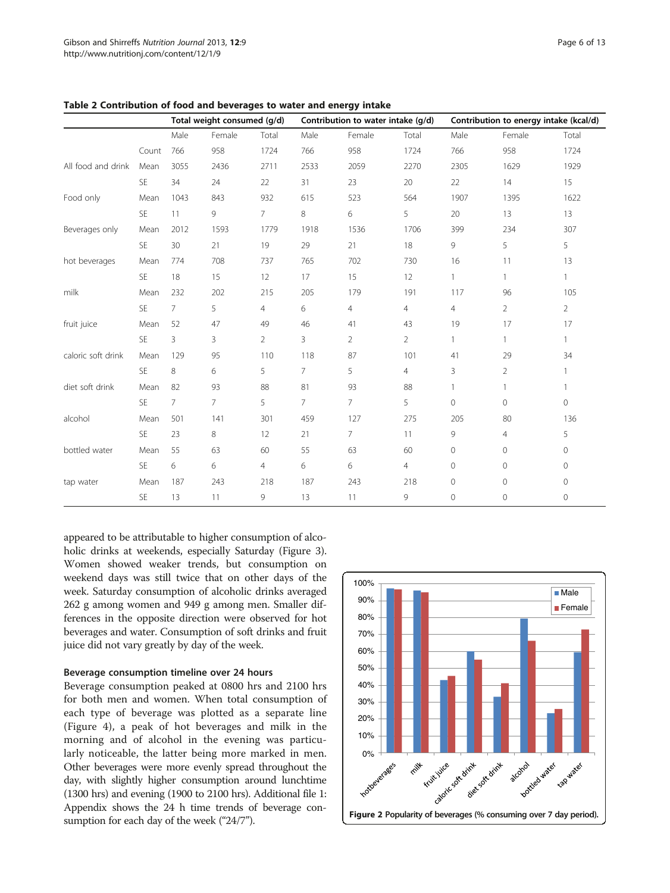**Table 2 Contribution of food and beverages to water and energy intake**

| | | Total weight consumed (g/d) | | | Contribution to water intake (g/d) | | | Contribution to energy intake (kcal/d) | | |
|---|---|---|---|---|---|---|---|---|---|---|
| | | Male | Female | Total | Male | Female | Total | Male | Female | Total |
| | Count | 766 | 958 | 1724 | 766 | 958 | 1724 | 766 | 958 | 1724 |
| All food and drink | Mean | 3055 | 2436 | 2711 | 2533 | 2059 | 2270 | 2305 | 1629 | 1929 |
| | SE | 34 | 24 | 22 | 31 | 23 | 20 | 22 | 14 | 15 |
| Food only | Mean | 1043 | 843 | 932 | 615 | 523 | 564 | 1907 | 1395 | 1622 |
| | SE | 11 | 9 | 7 | 8 | 6 | 5 | 20 | 13 | 13 |
| Beverages only | Mean | 2012 | 1593 | 1779 | 1918 | 1536 | 1706 | 399 | 234 | 307 |
| | SE | 30 | 21 | 19 | 29 | 21 | 18 | 9 | 5 | 5 |
| hot beverages | Mean | 774 | 708 | 737 | 765 | 702 | 730 | 16 | 11 | 13 |
| | SE | 18 | 15 | 12 | 17 | 15 | 12 | 1 | 1 | 1 |
| milk | Mean | 232 | 202 | 215 | 205 | 179 | 191 | 117 | 96 | 105 |
| | SE | 7 | 5 | 4 | 6 | 4 | 4 | 4 | 2 | 2 |
| fruit juice | Mean | 52 | 47 | 49 | 46 | 41 | 43 | 19 | 17 | 17 |
| | SE | 3 | 3 | 2 | 3 | 2 | 2 | 1 | 1 | 1 |
| caloric soft drink | Mean | 129 | 95 | 110 | 118 | 87 | 101 | 41 | 29 | 34 |
| | SE | 8 | 6 | 5 | 7 | 5 | 4 | 3 | 2 | 1 |
| diet soft drink | Mean | 82 | 93 | 88 | 81 | 93 | 88 | 1 | 1 | 1 |
| | SE | 7 | 7 | 5 | 7 | 7 | 5 | 0 | 0 | 0 |
| alcohol | Mean | 501 | 141 | 301 | 459 | 127 | 275 | 205 | 80 | 136 |
| | SE | 23 | 8 | 12 | 21 | 7 | 11 | 9 | 4 | 5 |
| bottled water | Mean | 55 | 63 | 60 | 55 | 63 | 60 | 0 | 0 | 0 |
| | SE | 6 | 6 | 4 | 6 | 6 | 4 | 0 | 0 | 0 |
| tap water | Mean | 187 | 243 | 218 | 187 | 243 | 218 | 0 | 0 | 0 |
| | SE | 13 | 11 | 9 | 13 | 11 | 9 | 0 | 0 | 0 |

appeared to be attributable to higher consumption of alcoholic drinks at weekends, especially Saturday (Figure 3). Women showed weaker trends, but consumption on weekend days was still twice that on other days of the week. Saturday consumption of alcoholic drinks averaged 262 g among women and 949 g among men. Smaller differences in the opposite direction were observed for hot beverages and water. Consumption of soft drinks and fruit juice did not vary greatly by day of the week.

### Beverage consumption timeline over 24 hours

Beverage consumption peaked at 0800 hrs and 2100 hrs for both men and women. When total consumption of each type of beverage was plotted as a separate line (Figure 4), a peak of hot beverages and milk in the morning and of alcohol in the evening was particularly noticeable, the latter being more marked in men. Other beverages were more evenly spread throughout the day, with slightly higher consumption around lunchtime (1300 hrs) and evening (1900 to 2100 hrs). Additional file 1: Appendix shows the 24 h time trends of beverage consumption for each day of the week ("24/7").

**Figure 2** Popularity of beverages (% consuming over 7 day period).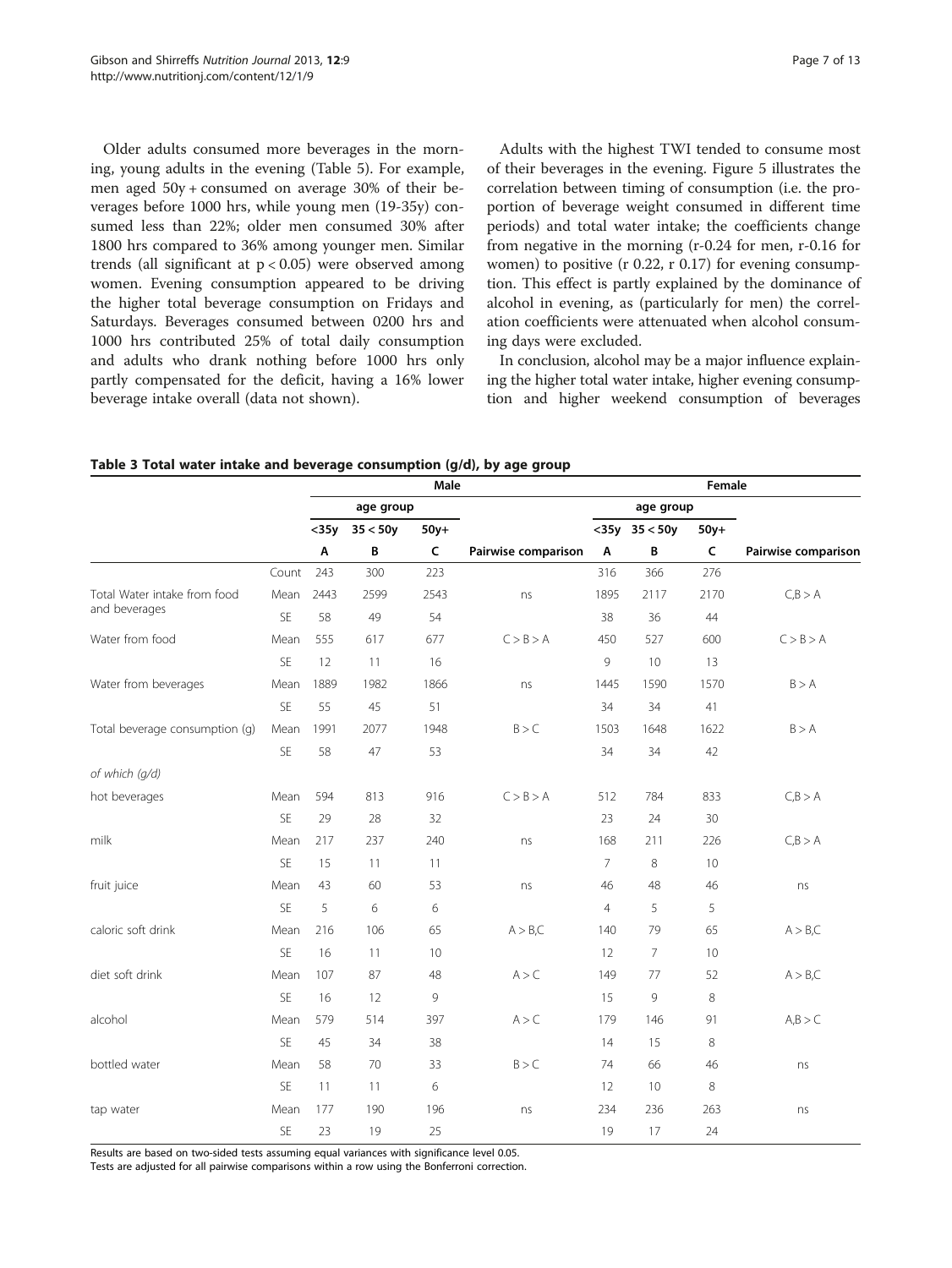Older adults consumed more beverages in the morning, young adults in the evening (Table 5). For example, men aged 50y + consumed on average 30% of their beverages before 1000 hrs, while young men (19-35y) consumed less than 22%; older men consumed 30% after 1800 hrs compared to 36% among younger men. Similar trends (all significant at $p < 0.05$) were observed among women. Evening consumption appeared to be driving the higher total beverage consumption on Fridays and Saturdays. Beverages consumed between 0200 hrs and 1000 hrs contributed 25% of total daily consumption and adults who drank nothing before 1000 hrs only partly compensated for the deficit, having a 16% lower beverage intake overall (data not shown).

Adults with the highest TWI tended to consume most of their beverages in the evening. Figure 5 illustrates the correlation between timing of consumption (i.e. the proportion of beverage weight consumed in different time periods) and total water intake; the coefficients change from negative in the morning (r-0.24 for men, r-0.16 for women) to positive (r 0.22, r 0.17) for evening consumption. This effect is partly explained by the dominance of alcohol in evening, as (particularly for men) the correlation coefficients were attenuated when alcohol consuming days were excluded.

In conclusion, alcohol may be a major influence explaining the higher total water intake, higher evening consumption and higher weekend consumption of beverages

**Table 3 Total water intake and beverage consumption (g/d), by age group**

| | | Male | | | | Female | | | |
|---|---|---|---|---|---|---|---|---|---|
| | | age group | | | | age group | | | |
| | | <35y | 35 < 50y | 50y+ | | <35y | 35 < 50y | 50y+ | |
| | | A | B | C | Pairwise comparison | A | B | C | Pairwise comparison |
| | Count | 243 | 300 | 223 | | 316 | 366 | 276 | |
| Total Water intake from food and beverages | Mean | 2443 | 2599 | 2543 | ns | 1895 | 2117 | 2170 | C,B > A |
| | SE | 58 | 49 | 54 | | 38 | 36 | 44 | |
| Water from food | Mean | 555 | 617 | 677 | C > B > A | 450 | 527 | 600 | C > B > A |
| | SE | 12 | 11 | 16 | | 9 | 10 | 13 | |
| Water from beverages | Mean | 1889 | 1982 | 1866 | ns | 1445 | 1590 | 1570 | B > A |
| | SE | 55 | 45 | 51 | | 34 | 34 | 41 | |
| Total beverage consumption (g) | Mean | 1991 | 2077 | 1948 | B > C | 1503 | 1648 | 1622 | B > A |
| | SE | 58 | 47 | 53 | | 34 | 34 | 42 | |
| *of which (g/d)* | | | | | | | | | |
| hot beverages | Mean | 594 | 813 | 916 | C > B > A | 512 | 784 | 833 | C,B > A |
| | SE | 29 | 28 | 32 | | 23 | 24 | 30 | |
| milk | Mean | 217 | 237 | 240 | ns | 168 | 211 | 226 | C,B > A |
| | SE | 15 | 11 | 11 | | 7 | 8 | 10 | |
| fruit juice | Mean | 43 | 60 | 53 | ns | 46 | 48 | 46 | ns |
| | SE | 5 | 6 | 6 | | 4 | 5 | 5 | |
| caloric soft drink | Mean | 216 | 106 | 65 | A > B,C | 140 | 79 | 65 | A > B,C |
| | SE | 16 | 11 | 10 | | 12 | 7 | 10 | |
| diet soft drink | Mean | 107 | 87 | 48 | A > C | 149 | 77 | 52 | A > B,C |
| | SE | 16 | 12 | 9 | | 15 | 9 | 8 | |
| alcohol | Mean | 579 | 514 | 397 | A > C | 179 | 146 | 91 | A,B > C |
| | SE | 45 | 34 | 38 | | 14 | 15 | 8 | |
| bottled water | Mean | 58 | 70 | 33 | B > C | 74 | 66 | 46 | ns |
| | SE | 11 | 11 | 6 | | 12 | 10 | 8 | |
| tap water | Mean | 177 | 190 | 196 | ns | 234 | 236 | 263 | ns |
| | SE | 23 | 19 | 25 | | 19 | 17 | 24 | |

Results are based on two-sided tests assuming equal variances with significance level 0.05.
Tests are adjusted for all pairwise comparisons within a row using the Bonferroni correction.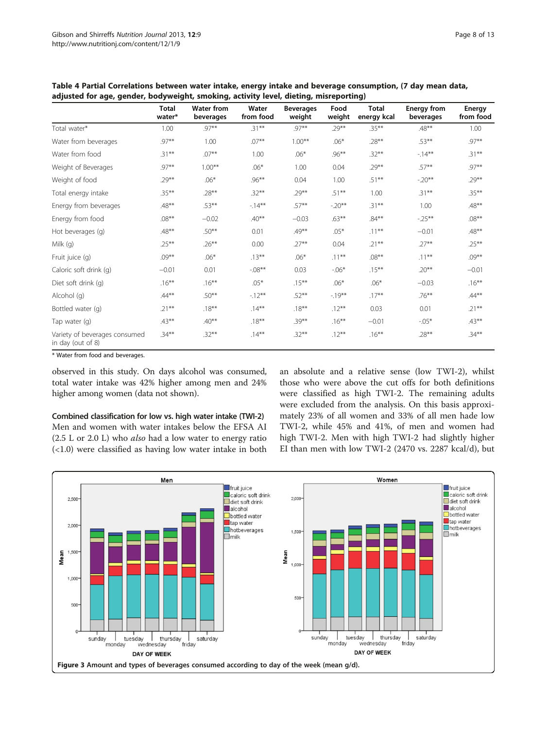**Table 4 Partial Correlations between water intake, energy intake and beverage consumption, (7 day mean data, adjusted for age, gender, bodyweight, smoking, activity level, dieting, misreporting)**

| | Total water* | Water from beverages | Water from food | Beverages weight | Food weight | Total energy kcal | Energy from beverages | Energy from food |
|---|---|---|---|---|---|---|---|---|
| Total water* | 1.00 | .97** | .31** | .97** | .29** | .35** | .48** | 1.00 |
| Water from beverages | .97** | 1.00 | .07** | 1.00** | .06* | .28** | .53** | .97** |
| Water from food | .31** | .07** | 1.00 | .06* | .96** | .32** | -.14** | .31** |
| Weight of Beverages | .97** | 1.00** | .06* | 1.00 | 0.04 | .29** | .57** | .97** |
| Weight of food | .29** | .06* | .96** | 0.04 | 1.00 | .51** | -.20** | .29** |
| Total energy intake | .35** | .28** | .32** | .29** | .51** | 1.00 | .31** | .35** |
| Energy from beverages | .48** | .53** | -.14** | .57** | -.20** | .31** | 1.00 | .48** |
| Energy from food | .08** | −0.02 | .40** | −0.03 | .63** | .84** | -.25** | .08** |
| Hot beverages (g) | .48** | .50** | 0.01 | .49** | .05* | .11** | −0.01 | .48** |
| Milk (g) | .25** | .26** | 0.00 | .27** | 0.04 | .21** | .27** | .25** |
| Fruit juice (g) | .09** | .06* | .13** | .06* | .11** | .08** | .11** | .09** |
| Caloric soft drink (g) | −0.01 | 0.01 | -.08** | 0.03 | -.06* | .15** | .20** | −0.01 |
| Diet soft drink (g) | .16** | .16** | .05* | .15** | .06* | .06* | −0.03 | .16** |
| Alcohol (g) | .44** | .50** | -.12** | .52** | -.19** | .17** | .76** | .44** |
| Bottled water (g) | .21** | .18** | .14** | .18** | .12** | 0.03 | 0.01 | .21** |
| Tap water (g) | .43** | .40** | .18** | .39** | .16** | −0.01 | -.05* | .43** |
| Variety of beverages consumed in day (out of 8) | .34** | .32** | .14** | .32** | .12** | .16** | .28** | .34** |

\* Water from food and beverages.

observed in this study. On days alcohol was consumed, total water intake was 42% higher among men and 24% higher among women (data not shown).

### Combined classification for low vs. high water intake (TWI-2)

Men and women with water intakes below the EFSA AI (2.5 L or 2.0 L) who *also* had a low water to energy ratio (<1.0) were classified as having low water intake in both an absolute and a relative sense (low TWI-2), whilst those who were above the cut offs for both definitions were classified as high TWI-2. The remaining adults were excluded from the analysis. On this basis approximately 23% of all women and 33% of all men hade low TWI-2, while 45% and 41%, of men and women had high TWI-2. Men with high TWI-2 had slightly higher EI than men with low TWI-2 (2470 vs. 2287 kcal/d), but

**Figure 3** Amount and types of beverages consumed according to day of the week (mean g/d).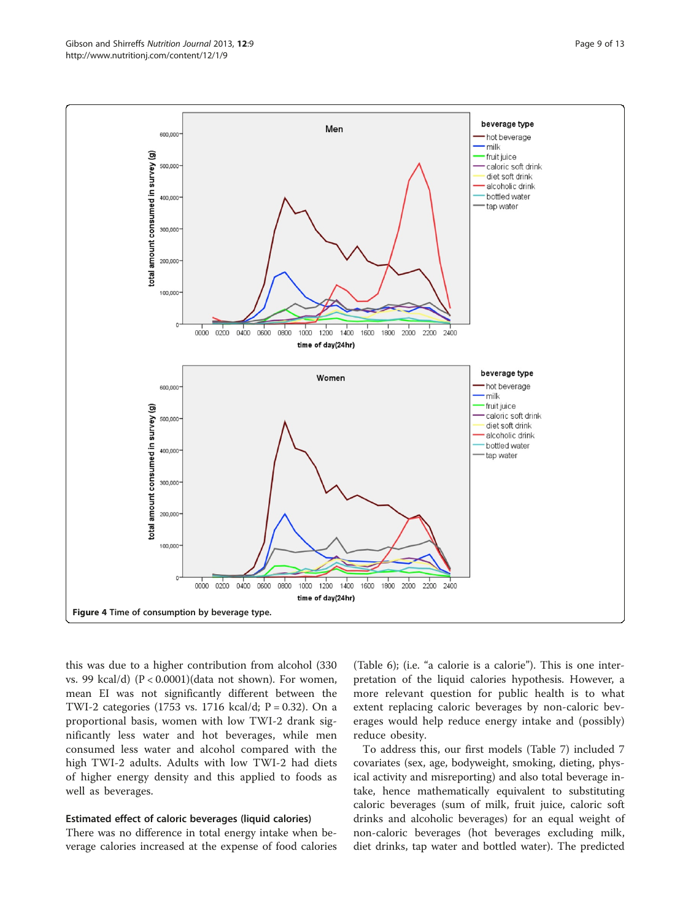Figure 4 Time of consumption by beverage type.

this was due to a higher contribution from alcohol (330 vs. 99 kcal/d) ($P < 0.0001$)(data not shown). For women, mean EI was not significantly different between the TWI-2 categories (1753 vs. 1716 kcal/d; $P = 0.32$). On a proportional basis, women with low TWI-2 drank significantly less water and hot beverages, while men consumed less water and alcohol compared with the high TWI-2 adults. Adults with low TWI-2 had diets of higher energy density and this applied to foods as well as beverages.

### Estimated effect of caloric beverages (liquid calories)

There was no difference in total energy intake when beverage calories increased at the expense of food calories (Table 6); (i.e. "a calorie is a calorie"). This is one interpretation of the liquid calories hypothesis. However, a more relevant question for public health is to what extent replacing caloric beverages by non-caloric beverages would help reduce energy intake and (possibly) reduce obesity.

To address this, our first models (Table 7) included 7 covariates (sex, age, bodyweight, smoking, dieting, physical activity and misreporting) and also total beverage intake, hence mathematically equivalent to substituting caloric beverages (sum of milk, fruit juice, caloric soft drinks and alcoholic beverages) for an equal weight of non-caloric beverages (hot beverages excluding milk, diet drinks, tap water and bottled water). The predicted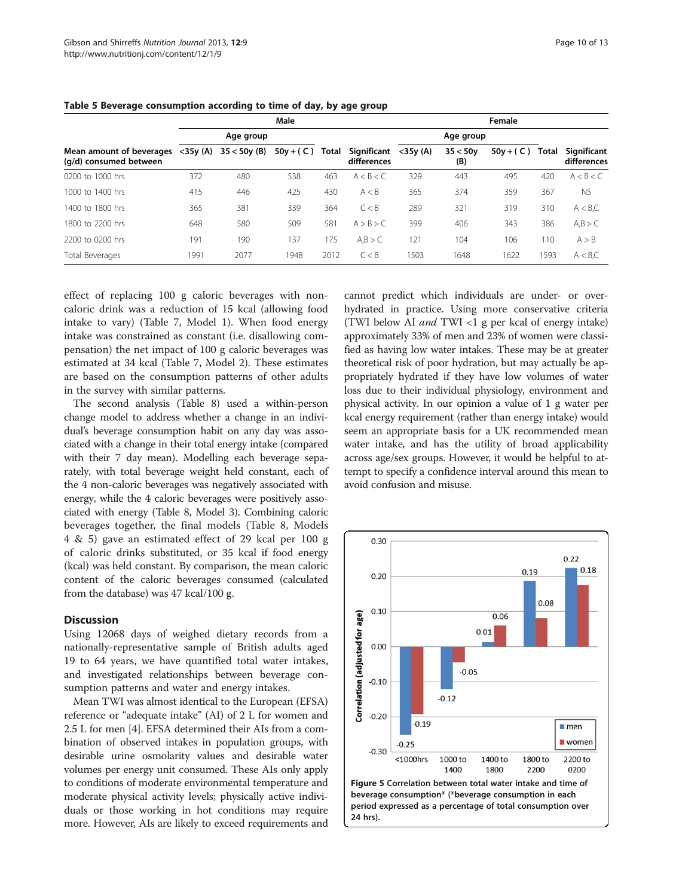**Table 5 Beverage consumption according to time of day, by age group**

| Mean amount of beverages (g/d) consumed between | Male | | | | | Female | | | | |
|---|---|---|---|---|---|---|---|---|---|---|
| | Age group | | | | | Age group | | | | |
| | <35y (A) | 35 < 50y (B) | 50y + ( C ) | Total | Significant differences | <35y (A) | 35 < 50y (B) | 50y + ( C ) | Total | Significant differences |
| 0200 to 1000 hrs | 372 | 480 | 538 | 463 | A < B < C | 329 | 443 | 495 | 420 | A < B < C |
| 1000 to 1400 hrs | 415 | 446 | 425 | 430 | A < B | 365 | 374 | 359 | 367 | NS |
| 1400 to 1800 hrs | 365 | 381 | 339 | 364 | C < B | 289 | 321 | 319 | 310 | A < B,C |
| 1800 to 2200 hrs | 648 | 580 | 509 | 581 | A > B > C | 399 | 406 | 343 | 386 | A,B > C |
| 2200 to 0200 hrs | 191 | 190 | 137 | 175 | A,B > C | 121 | 104 | 106 | 110 | A > B |
| Total Beverages | 1991 | 2077 | 1948 | 2012 | C < B | 1503 | 1648 | 1622 | 1593 | A < B,C |

effect of replacing 100 g caloric beverages with non-caloric drink was a reduction of 15 kcal (allowing food intake to vary) (Table 7, Model 1). When food energy intake was constrained as constant (i.e. disallowing compensation) the net impact of 100 g caloric beverages was estimated at 34 kcal (Table 7, Model 2). These estimates are based on the consumption patterns of other adults in the survey with similar patterns.

The second analysis (Table 8) used a within-person change model to address whether a change in an individual's beverage consumption habit on any day was associated with a change in their total energy intake (compared with their 7 day mean). Modelling each beverage separately, with total beverage weight held constant, each of the 4 non-caloric beverages was negatively associated with energy, while the 4 caloric beverages were positively associated with energy (Table 8, Model 3). Combining caloric beverages together, the final models (Table 8, Models 4 & 5) gave an estimated effect of 29 kcal per 100 g of caloric drinks substituted, or 35 kcal if food energy (kcal) was held constant. By comparison, the mean caloric content of the caloric beverages consumed (calculated from the database) was 47 kcal/100 g.

## Discussion

Using 12068 days of weighed dietary records from a nationally-representative sample of British adults aged 19 to 64 years, we have quantified total water intakes, and investigated relationships between beverage consumption patterns and water and energy intakes.

Mean TWI was almost identical to the European (EFSA) reference or "adequate intake" (AI) of 2 L for women and 2.5 L for men [4]. EFSA determined their AIs from a combination of observed intakes in population groups, with desirable urine osmolarity values and desirable water volumes per energy unit consumed. These AIs only apply to conditions of moderate environmental temperature and moderate physical activity levels; physically active individuals or those working in hot conditions may require more. However, AIs are likely to exceed requirements and cannot predict which individuals are under- or over-hydrated in practice. Using more conservative criteria (TWI below AI *and* TWI <1 g per kcal of energy intake) approximately 33% of men and 23% of women were classified as having low water intakes. These may be at greater theoretical risk of poor hydration, but may actually be appropriately hydrated if they have low volumes of water loss due to their individual physiology, environment and physical activity. In our opinion a value of 1 g water per kcal energy requirement (rather than energy intake) would seem an appropriate basis for a UK recommended mean water intake, and has the utility of broad applicability across age/sex groups. However, it would be helpful to attempt to specify a confidence interval around this mean to avoid confusion and misuse.

**Figure 5** Correlation between total water intake and time of beverage consumption* (*beverage consumption in each period expressed as a percentage of total consumption over 24 hrs).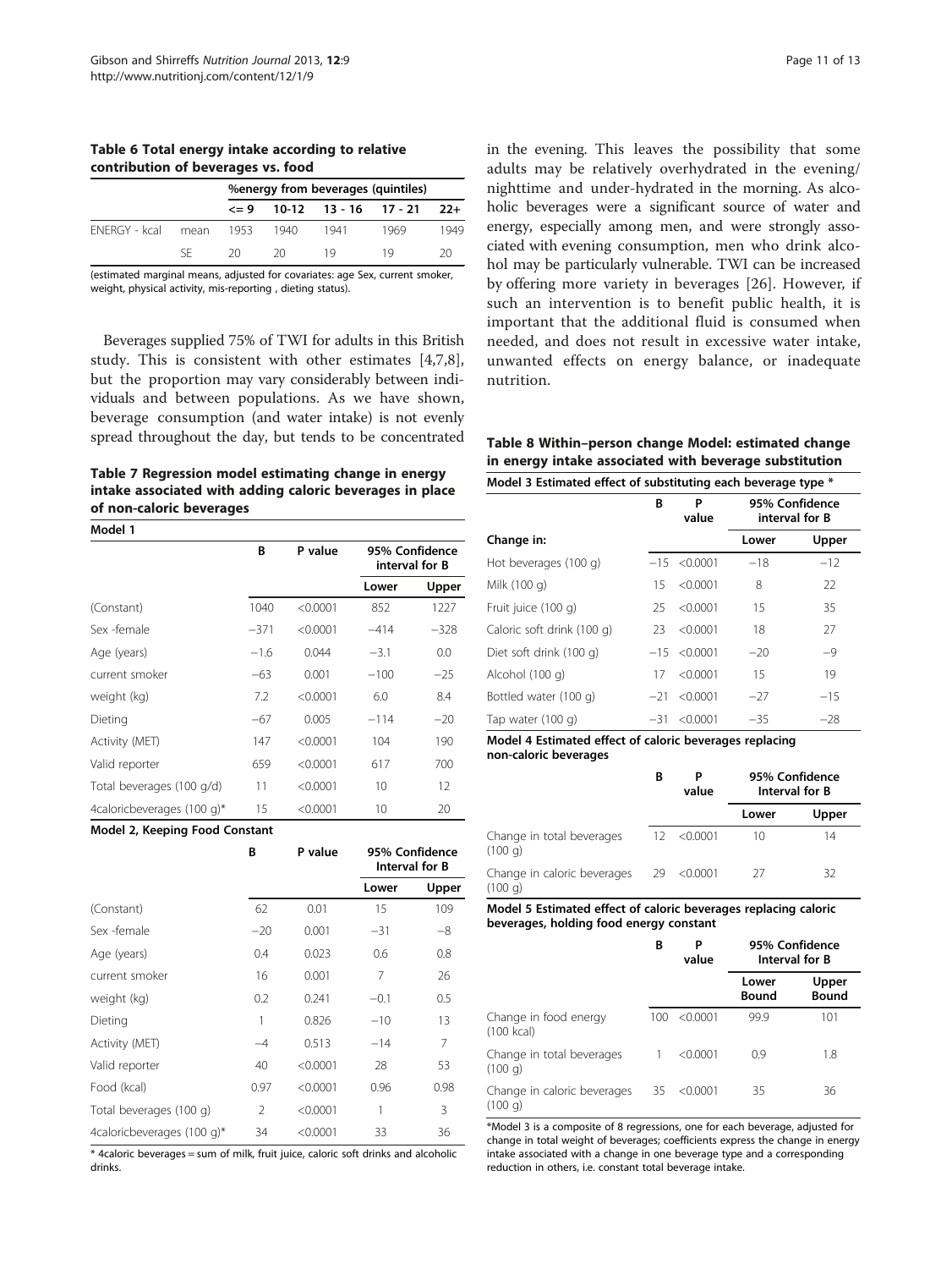**Table 6 Total energy intake according to relative contribution of beverages vs. food**

| | | %energy from beverages (quintiles) | | | | |
|---|---|---|---|---|---|---|
| | | <= 9 | 10-12 | 13 - 16 | 17 - 21 | 22+ |
| ENERGY - kcal | mean | 1953 | 1940 | 1941 | 1969 | 1949 |
| | SE | 20 | 20 | 19 | 19 | 20 |

(estimated marginal means, adjusted for covariates: age Sex, current smoker, weight, physical activity, mis-reporting , dieting status).

Beverages supplied 75% of TWI for adults in this British study. This is consistent with other estimates [4,7,8], but the proportion may vary considerably between individuals and between populations. As we have shown, beverage consumption (and water intake) is not evenly spread throughout the day, but tends to be concentrated in the evening. This leaves the possibility that some adults may be relatively overhydrated in the evening/nighttime and under-hydrated in the morning. As alcoholic beverages were a significant source of water and energy, especially among men, and were strongly associated with evening consumption, men who drink alcohol may be particularly vulnerable. TWI can be increased by offering more variety in beverages [26]. However, if such an intervention is to benefit public health, it is important that the additional fluid is consumed when needed, and does not result in excessive water intake, unwanted effects on energy balance, or inadequate nutrition.

**Table 7 Regression model estimating change in energy intake associated with adding caloric beverages in place of non-caloric beverages**

**Model 1**

| | B | P value | 95% Confidence interval for B | |
|---|---|---|---|---|
| | | | Lower | Upper |
| (Constant) | 1040 | <0.0001 | 852 | 1227 |
| Sex -female | −371 | <0.0001 | −414 | −328 |
| Age (years) | −1.6 | 0.044 | −3.1 | 0.0 |
| current smoker | −63 | 0.001 | −100 | −25 |
| weight (kg) | 7.2 | <0.0001 | 6.0 | 8.4 |
| Dieting | −67 | 0.005 | −114 | −20 |
| Activity (MET) | 147 | <0.0001 | 104 | 190 |
| Valid reporter | 659 | <0.0001 | 617 | 700 |
| Total beverages (100 g/d) | 11 | <0.0001 | 10 | 12 |
| 4caloricbeverages (100 g)* | 15 | <0.0001 | 10 | 20 |

**Model 2, Keeping Food Constant**

| | B | P value | 95% Confidence Interval for B | |
|---|---|---|---|---|
| | | | Lower | Upper |
| (Constant) | 62 | 0.01 | 15 | 109 |
| Sex -female | −20 | 0.001 | −31 | −8 |
| Age (years) | 0.4 | 0.023 | 0.6 | 0.8 |
| current smoker | 16 | 0.001 | 7 | 26 |
| weight (kg) | 0.2 | 0.241 | −0.1 | 0.5 |
| Dieting | 1 | 0.826 | −10 | 13 |
| Activity (MET) | −4 | 0.513 | −14 | 7 |
| Valid reporter | 40 | <0.0001 | 28 | 53 |
| Food (kcal) | 0.97 | <0.0001 | 0.96 | 0.98 |
| Total beverages (100 g) | 2 | <0.0001 | 1 | 3 |
| 4caloricbeverages (100 g)* | 34 | <0.0001 | 33 | 36 |

\* 4caloric beverages = sum of milk, fruit juice, caloric soft drinks and alcoholic drinks.

**Table 8 Within–person change Model: estimated change in energy intake associated with beverage substitution**

**Model 3 Estimated effect of substituting each beverage type \***

| | B | P value | 95% Confidence interval for B | |
|---|---|---|---|---|
| Change in: | | | Lower | Upper |
| Hot beverages (100 g) | −15 | <0.0001 | −18 | −12 |
| Milk (100 g) | 15 | <0.0001 | 8 | 22 |
| Fruit juice (100 g) | 25 | <0.0001 | 15 | 35 |
| Caloric soft drink (100 g) | 23 | <0.0001 | 18 | 27 |
| Diet soft drink (100 g) | −15 | <0.0001 | −20 | −9 |
| Alcohol (100 g) | 17 | <0.0001 | 15 | 19 |
| Bottled water (100 g) | −21 | <0.0001 | −27 | −15 |
| Tap water (100 g) | −31 | <0.0001 | −35 | −28 |

**Model 4 Estimated effect of caloric beverages replacing non-caloric beverages**

| | B | P value | 95% Confidence Interval for B | |
|---|---|---|---|---|
| | | | Lower | Upper |
| Change in total beverages (100 g) | 12 | <0.0001 | 10 | 14 |
| Change in caloric beverages (100 g) | 29 | <0.0001 | 27 | 32 |

**Model 5 Estimated effect of caloric beverages replacing caloric beverages, holding food energy constant**

| | B | P value | 95% Confidence Interval for B | |
|---|---|---|---|---|
| | | | Lower Bound | Upper Bound |
| Change in food energy (100 kcal) | 100 | <0.0001 | 99.9 | 101 |
| Change in total beverages (100 g) | 1 | <0.0001 | 0.9 | 1.8 |
| Change in caloric beverages (100 g) | 35 | <0.0001 | 35 | 36 |

\*Model 3 is a composite of 8 regressions, one for each beverage, adjusted for change in total weight of beverages; coefficients express the change in energy intake associated with a change in one beverage type and a corresponding reduction in others, i.e. constant total beverage intake.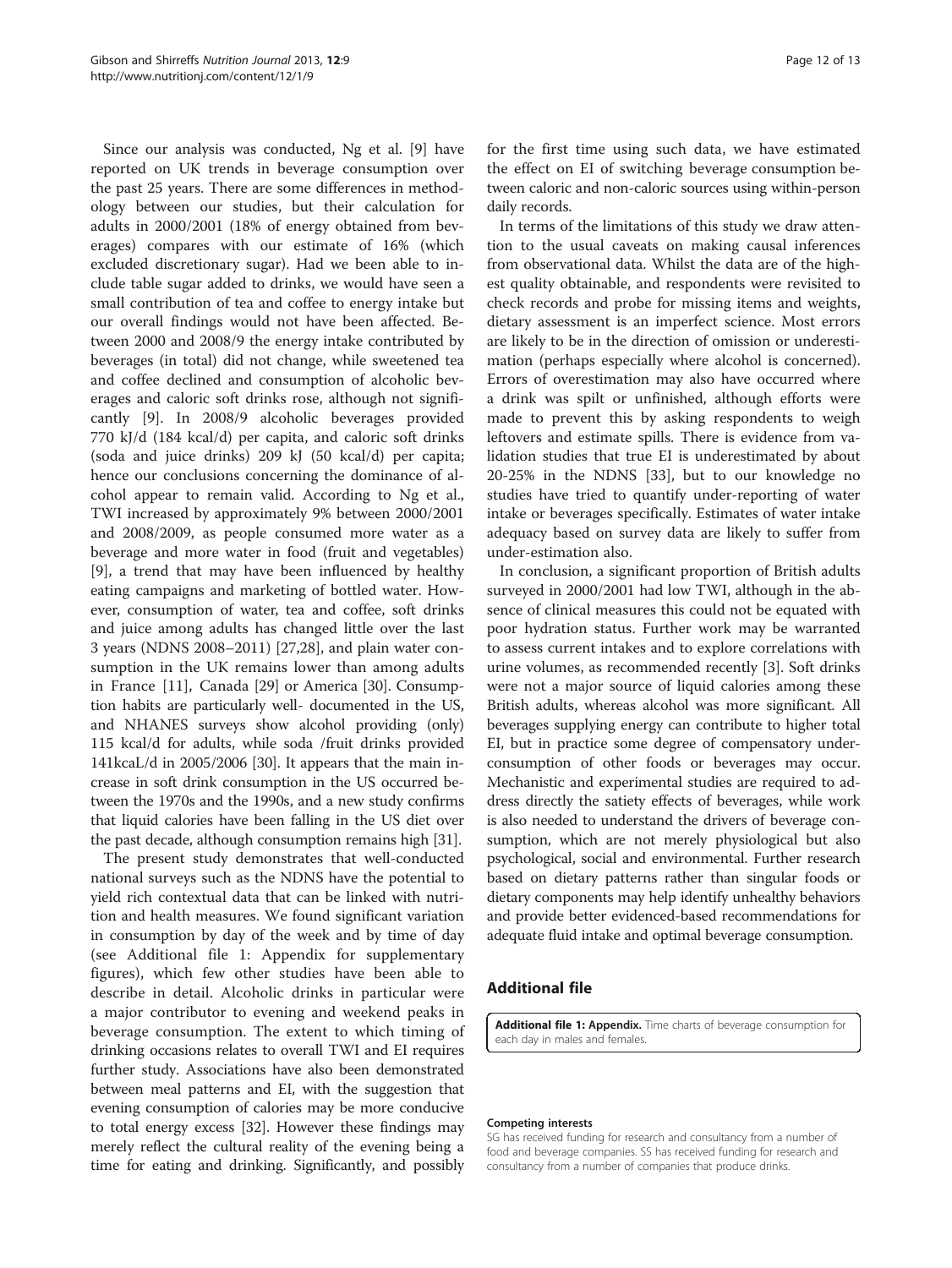Since our analysis was conducted, Ng et al. [9] have reported on UK trends in beverage consumption over the past 25 years. There are some differences in methodology between our studies, but their calculation for adults in 2000/2001 (18% of energy obtained from beverages) compares with our estimate of 16% (which excluded discretionary sugar). Had we been able to include table sugar added to drinks, we would have seen a small contribution of tea and coffee to energy intake but our overall findings would not have been affected. Between 2000 and 2008/9 the energy intake contributed by beverages (in total) did not change, while sweetened tea and coffee declined and consumption of alcoholic beverages and caloric soft drinks rose, although not significantly [9]. In 2008/9 alcoholic beverages provided 770 kJ/d (184 kcal/d) per capita, and caloric soft drinks (soda and juice drinks) 209 kJ (50 kcal/d) per capita; hence our conclusions concerning the dominance of alcohol appear to remain valid. According to Ng et al., TWI increased by approximately 9% between 2000/2001 and 2008/2009, as people consumed more water as a beverage and more water in food (fruit and vegetables) [9], a trend that may have been influenced by healthy eating campaigns and marketing of bottled water. However, consumption of water, tea and coffee, soft drinks and juice among adults has changed little over the last 3 years (NDNS 2008–2011) [27,28], and plain water consumption in the UK remains lower than among adults in France [11], Canada [29] or America [30]. Consumption habits are particularly well- documented in the US, and NHANES surveys show alcohol providing (only) 115 kcal/d for adults, while soda /fruit drinks provided 141kcaL/d in 2005/2006 [30]. It appears that the main increase in soft drink consumption in the US occurred between the 1970s and the 1990s, and a new study confirms that liquid calories have been falling in the US diet over the past decade, although consumption remains high [31].

The present study demonstrates that well-conducted national surveys such as the NDNS have the potential to yield rich contextual data that can be linked with nutrition and health measures. We found significant variation in consumption by day of the week and by time of day (see Additional file 1: Appendix for supplementary figures), which few other studies have been able to describe in detail. Alcoholic drinks in particular were a major contributor to evening and weekend peaks in beverage consumption. The extent to which timing of drinking occasions relates to overall TWI and EI requires further study. Associations have also been demonstrated between meal patterns and EI, with the suggestion that evening consumption of calories may be more conducive to total energy excess [32]. However these findings may merely reflect the cultural reality of the evening being a time for eating and drinking. Significantly, and possibly for the first time using such data, we have estimated the effect on EI of switching beverage consumption between caloric and non-caloric sources using within-person daily records.

In terms of the limitations of this study we draw attention to the usual caveats on making causal inferences from observational data. Whilst the data are of the highest quality obtainable, and respondents were revisited to check records and probe for missing items and weights, dietary assessment is an imperfect science. Most errors are likely to be in the direction of omission or underestimation (perhaps especially where alcohol is concerned). Errors of overestimation may also have occurred where a drink was spilt or unfinished, although efforts were made to prevent this by asking respondents to weigh leftovers and estimate spills. There is evidence from validation studies that true EI is underestimated by about 20-25% in the NDNS [33], but to our knowledge no studies have tried to quantify under-reporting of water intake or beverages specifically. Estimates of water intake adequacy based on survey data are likely to suffer from under-estimation also.

In conclusion, a significant proportion of British adults surveyed in 2000/2001 had low TWI, although in the absence of clinical measures this could not be equated with poor hydration status. Further work may be warranted to assess current intakes and to explore correlations with urine volumes, as recommended recently [3]. Soft drinks were not a major source of liquid calories among these British adults, whereas alcohol was more significant. All beverages supplying energy can contribute to higher total EI, but in practice some degree of compensatory under-consumption of other foods or beverages may occur. Mechanistic and experimental studies are required to address directly the satiety effects of beverages, while work is also needed to understand the drivers of beverage consumption, which are not merely physiological but also psychological, social and environmental. Further research based on dietary patterns rather than singular foods or dietary components may help identify unhealthy behaviors and provide better evidenced-based recommendations for adequate fluid intake and optimal beverage consumption.

## Additional file

**Additional file 1: Appendix.** Time charts of beverage consumption for each day in males and females.

#### Competing interests

SG has received funding for research and consultancy from a number of food and beverage companies. SS has received funding for research and consultancy from a number of companies that produce drinks.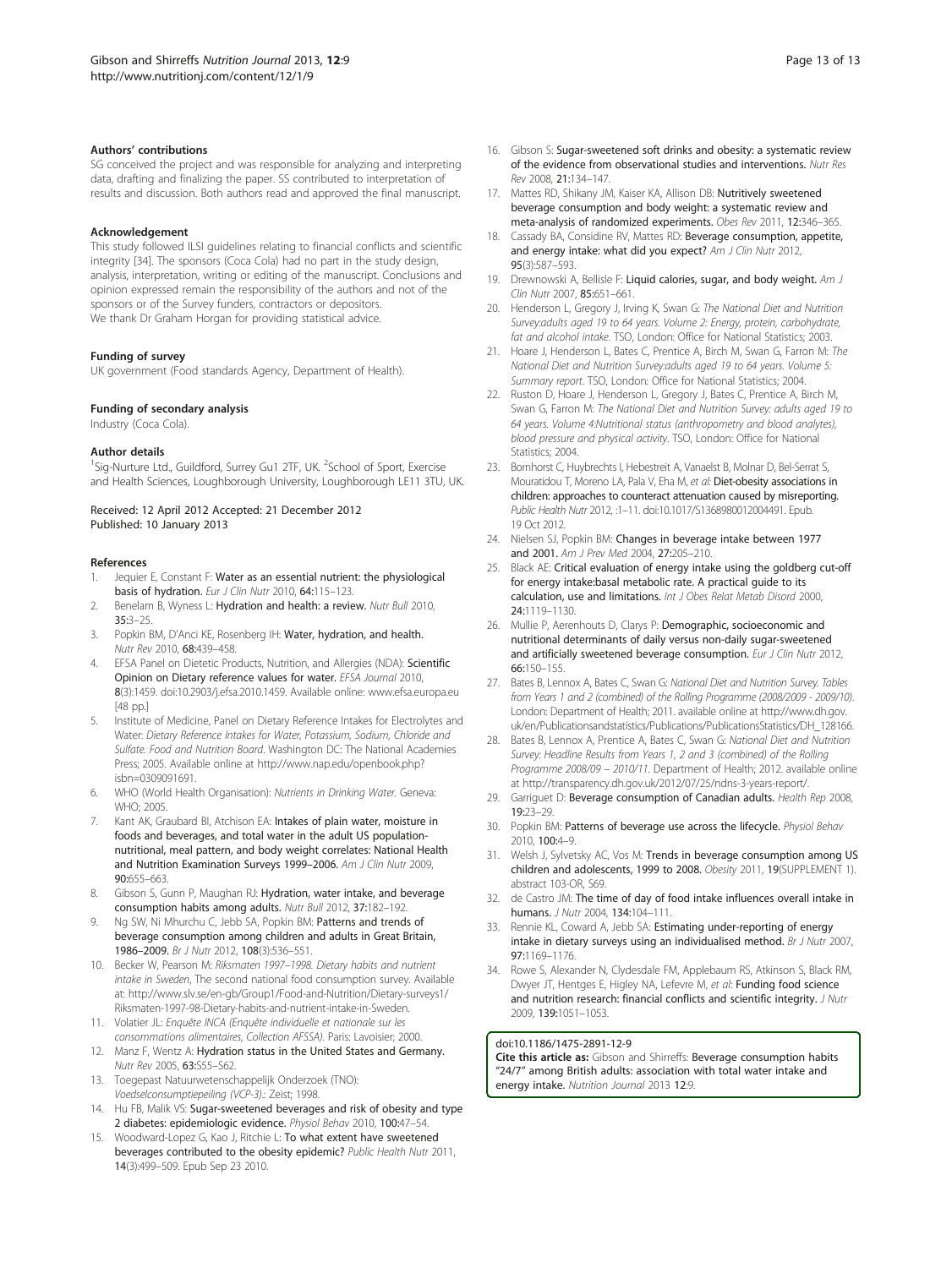#### Authors' contributions

SG conceived the project and was responsible for analyzing and interpreting data, drafting and finalizing the paper. SS contributed to interpretation of results and discussion. Both authors read and approved the final manuscript.

#### Acknowledgement

This study followed ILSI guidelines relating to financial conflicts and scientific integrity [34]. The sponsors (Coca Cola) had no part in the study design, analysis, interpretation, writing or editing of the manuscript. Conclusions and opinion expressed remain the responsibility of the authors and not of the sponsors or of the Survey funders, contractors or depositors.
We thank Dr Graham Horgan for providing statistical advice.

#### Funding of survey

UK government (Food standards Agency, Department of Health).

#### Funding of secondary analysis

Industry (Coca Cola).

#### Author details

[1]Sig-Nurture Ltd., Guildford, Surrey Gu1 2TF, UK. [2]School of Sport, Exercise and Health Sciences, Loughborough University, Loughborough LE11 3TU, UK.

Received: 12 April 2012 Accepted: 21 December 2012
Published: 10 January 2013

#### References

1. Jequier E, Constant F: **Water as an essential nutrient: the physiological basis of hydration.** *Eur J Clin Nutr* 2010, **64:**115–123.
2. Benelam B, Wyness L: **Hydration and health: a review.** *Nutr Bull* 2010, **35:**3–25.
3. Popkin BM, D'Anci KE, Rosenberg IH: **Water, hydration, and health.** *Nutr Rev* 2010, **68:**439–458.
4. EFSA Panel on Dietetic Products, Nutrition, and Allergies (NDA): **Scientific Opinion on Dietary reference values for water.** *EFSA Journal* 2010, **8**(3):1459. doi:10.2903/j.efsa.2010.1459. Available online: www.efsa.europa.eu [48 pp.]
5. Institute of Medicine, Panel on Dietary Reference Intakes for Electrolytes and Water: *Dietary Reference Intakes for Water, Potassium, Sodium, Chloride and Sulfate. Food and Nutrition Board*. Washington DC: The National Academies Press; 2005. Available online at http://www.nap.edu/openbook.php?isbn=0309091691.
6. WHO (World Health Organisation): *Nutrients in Drinking Water*. Geneva: WHO; 2005.
7. Kant AK, Graubard BI, Atchison EA: **Intakes of plain water, moisture in foods and beverages, and total water in the adult US population-nutritional, meal pattern, and body weight correlates: National Health and Nutrition Examination Surveys 1999–2006.** *Am J Clin Nutr* 2009, **90:**655–663.
8. Gibson S, Gunn P, Maughan RJ: **Hydration, water intake, and beverage consumption habits among adults.** *Nutr Bull* 2012, **37:**182–192.
9. Ng SW, Ni Mhurchu C, Jebb SA, Popkin BM: **Patterns and trends of beverage consumption among children and adults in Great Britain, 1986–2009.** *Br J Nutr* 2012, **108**(3):536–551.
10. Becker W, Pearson M: *Riksmaten 1997–1998. Dietary habits and nutrient intake in Sweden*, The second national food consumption survey. Available at: http://www.slv.se/en-gb/Group1/Food-and-Nutrition/Dietary-surveys1/Riksmaten-1997-98-Dietary-habits-and-nutrient-intake-in-Sweden.
11. Volatier JL: *Enquête INCA (Enquête individuelle et nationale sur les consommations alimentaires, Collection AFSSA)*. Paris: Lavoisier; 2000.
12. Manz F, Wentz A: **Hydration status in the United States and Germany.** *Nutr Rev* 2005, **63:**S55–S62.
13. Toegepast Natuurwetenschappelijk Onderzoek (TNO): *Voedselconsumptiepeiling (VCP-3)*.: Zeist; 1998.
14. Hu FB, Malik VS: **Sugar-sweetened beverages and risk of obesity and type 2 diabetes: epidemiologic evidence.** *Physiol Behav* 2010, **100:**47–54.
15. Woodward-Lopez G, Kao J, Ritchie L: **To what extent have sweetened beverages contributed to the obesity epidemic?** *Public Health Nutr* 2011, **14**(3):499–509. Epub Sep 23 2010.
16. Gibson S: **Sugar-sweetened soft drinks and obesity: a systematic review of the evidence from observational studies and interventions.** *Nutr Res Rev* 2008, **21:**134–147.
17. Mattes RD, Shikany JM, Kaiser KA, Allison DB: **Nutritively sweetened beverage consumption and body weight: a systematic review and meta-analysis of randomized experiments.** *Obes Rev* 2011, **12:**346–365.
18. Cassady BA, Considine RV, Mattes RD: **Beverage consumption, appetite, and energy intake: what did you expect?** *Am J Clin Nutr* 2012, **95**(3):587–593.
19. Drewnowski A, Bellisle F: **Liquid calories, sugar, and body weight.** *Am J Clin Nutr* 2007, **85:**651–661.
20. Henderson L, Gregory J, Irving K, Swan G: *The National Diet and Nutrition Survey:adults aged 19 to 64 years. Volume 2: Energy, protein, carbohydrate, fat and alcohol intake*. TSO, London: Office for National Statistics; 2003.
21. Hoare J, Henderson L, Bates C, Prentice A, Birch M, Swan G, Farron M: *The National Diet and Nutrition Survey:adults aged 19 to 64 years. Volume 5: Summary report*. TSO, London: Office for National Statistics; 2004.
22. Ruston D, Hoare J, Henderson L, Gregory J, Bates C, Prentice A, Birch M, Swan G, Farron M: *The National Diet and Nutrition Survey: adults aged 19 to 64 years. Volume 4:Nutritional status (anthropometry and blood analytes), blood pressure and physical activity*. TSO, London: Office for National Statistics; 2004.
23. Bornhorst C, Huybrechts I, Hebestreit A, Vanaelst B, Molnar D, Bel-Serrat S, Mouratidou T, Moreno LA, Pala V, Eha M, *et al*: **Diet-obesity associations in children: approaches to counteract attenuation caused by misreporting.** *Public Health Nutr* 2012, :1–11. doi:10.1017/S1368980012004491. Epub. 19 Oct 2012.
24. Nielsen SJ, Popkin BM: **Changes in beverage intake between 1977 and 2001.** *Am J Prev Med* 2004, **27:**205–210.
25. Black AE: **Critical evaluation of energy intake using the goldberg cut-off for energy intake:basal metabolic rate. A practical guide to its calculation, use and limitations.** *Int J Obes Relat Metab Disord* 2000, **24:**1119–1130.
26. Mullie P, Aerenhouts D, Clarys P: **Demographic, socioeconomic and nutritional determinants of daily versus non-daily sugar-sweetened and artificially sweetened beverage consumption.** *Eur J Clin Nutr* 2012, **66:**150–155.
27. Bates B, Lennox A, Bates C, Swan G: *National Diet and Nutrition Survey. Tables from Years 1 and 2 (combined) of the Rolling Programme (2008/2009 - 2009/10)*. London: Department of Health; 2011. available online at http://www.dh.gov.uk/en/Publicationsandstatistics/Publications/PublicationsStatistics/DH_128166.
28. Bates B, Lennox A, Prentice A, Bates C, Swan G: *National Diet and Nutrition Survey: Headline Results from Years 1, 2 and 3 (combined) of the Rolling Programme 2008/09 – 2010/11*. Department of Health; 2012. available online at http://transparency.dh.gov.uk/2012/07/25/ndns-3-years-report/.
29. Garriguet D: **Beverage consumption of Canadian adults.** *Health Rep* 2008, **19:**23–29.
30. Popkin BM: **Patterns of beverage use across the lifecycle.** *Physiol Behav* 2010, **100:**4–9.
31. Welsh J, Sylvetsky AC, Vos M: **Trends in beverage consumption among US children and adolescents, 1999 to 2008.** *Obesity* 2011, **19**(SUPPLEMENT 1). abstract 103-OR, S69.
32. de Castro JM: **The time of day of food intake influences overall intake in humans.** *J Nutr* 2004, **134:**104–111.
33. Rennie KL, Coward A, Jebb SA: **Estimating under-reporting of energy intake in dietary surveys using an individualised method.** *Br J Nutr* 2007, **97:**1169–1176.
34. Rowe S, Alexander N, Clydesdale FM, Applebaum RS, Atkinson S, Black RM, Dwyer JT, Hentges E, Higley NA, Lefevre M, *et al*: **Funding food science and nutrition research: financial conflicts and scientific integrity.** *J Nutr* 2009, **139:**1051–1053.

doi:10.1186/1475-2891-12-9
**Cite this article as:** Gibson and Shirreffs: Beverage consumption habits "24/7" among British adults: association with total water intake and energy intake. *Nutrition Journal* 2013 **12**:9.